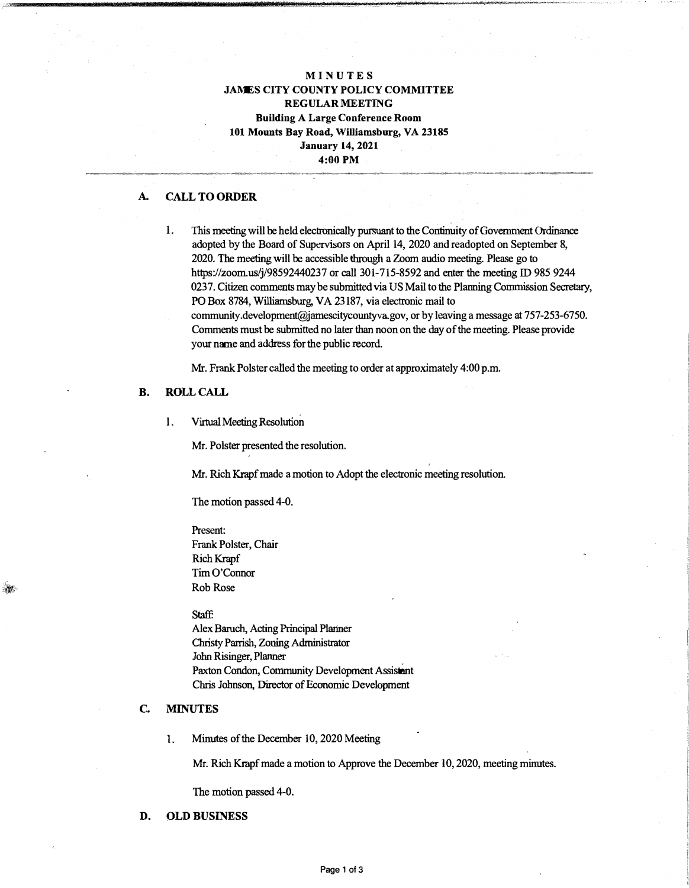# MINUTES
## JAMES CITY COUNTY POLICY COMMITTEE
## REGULAR MEETING

**Building A Large Conference Room**
**101 Mounts Bay Road, Williamsburg, VA 23185**
**January 14, 2021**
**4:00 PM**

---

## A. CALL TO ORDER

1. This meeting will be held electronically pursuant to the Continuity of Government Ordinance adopted by the Board of Supervisors on April 14, 2020 and readopted on September 8, 2020. The meeting will be accessible through a Zoom audio meeting. Please go to https://zoom.us/j/98592440237 or call 301-715-8592 and enter the meeting ID 985 9244 0237. Citizen comments may be submitted via US Mail to the Planning Commission Secretary, PO Box 8784, Williamsburg, VA 23187, via electronic mail to community.development@jamescitycountyva.gov, or by leaving a message at 757-253-6750. Comments must be submitted no later than noon on the day of the meeting. Please provide your name and address for the public record.

   Mr. Frank Polster called the meeting to order at approximately 4:00 p.m.

## B. ROLL CALL

1. Virtual Meeting Resolution

   Mr. Polster presented the resolution.

   Mr. Rich Krapf made a motion to Adopt the electronic meeting resolution.

   The motion passed 4-0.

   Present:
   Frank Polster, Chair
   Rich Krapf
   Tim O'Connor
   Rob Rose

   Staff:
   Alex Baruch, Acting Principal Planner
   Christy Parrish, Zoning Administrator
   John Risinger, Planner
   Paxton Condon, Community Development Assistant
   Chris Johnson, Director of Economic Development

## C. MINUTES

1. Minutes of the December 10, 2020 Meeting

   Mr. Rich Krapf made a motion to Approve the December 10, 2020, meeting minutes.

   The motion passed 4-0.

## D. OLD BUSINESS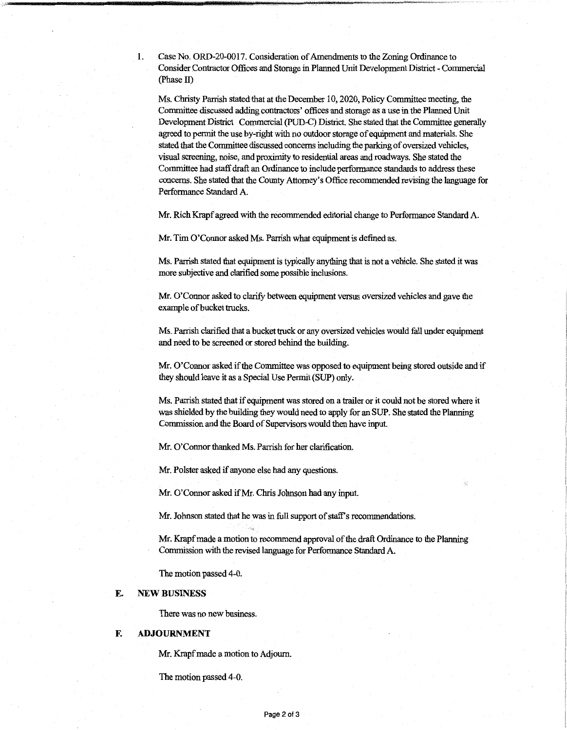1. Case No. ORD-20-0017. Consideration of Amendments to the Zoning Ordinance to Consider Contractor Offices and Storage in Planned Unit Development District - Commercial (Phase II)

   Ms. Christy Parrish stated that at the December 10, 2020, Policy Committee meeting, the Committee discussed adding contractors' offices and storage as a use in the Planned Unit Development District Commercial (PUD-C) District. She stated that the Committee generally agreed to permit the use by-right with no outdoor storage of equipment and materials. She stated that the Committee discussed concerns including the parking of oversized vehicles, visual screening, noise, and proximity to residential areas and roadways. She stated the Committee had staff draft an Ordinance to include performance standards to address these concerns. She stated that the County Attorney's Office recommended revising the language for Performance Standard A.

   Mr. Rich Krapf agreed with the recommended editorial change to Performance Standard A.

   Mr. Tim O'Connor asked Ms. Parrish what equipment is defined as.

   Ms. Parrish stated that equipment is typically anything that is not a vehicle. She stated it was more subjective and clarified some possible inclusions.

   Mr. O'Connor asked to clarify between equipment versus oversized vehicles and gave the example of bucket trucks.

   Ms. Parrish clarified that a bucket truck or any oversized vehicles would fall under equipment and need to be screened or stored behind the building.

   Mr. O'Connor asked if the Committee was opposed to equipment being stored outside and if they should leave it as a Special Use Permit (SUP) only.

   Ms. Parrish stated that if equipment was stored on a trailer or it could not be stored where it was shielded by the building they would need to apply for an SUP. She stated the Planning Commission and the Board of Supervisors would then have input.

   Mr. O'Connor thanked Ms. Parrish for her clarification.

   Mr. Polster asked if anyone else had any questions.

   Mr. O'Connor asked if Mr. Chris Johnson had any input.

   Mr. Johnson stated that he was in full support of staff's recommendations.

   Mr. Krapf made a motion to recommend approval of the draft Ordinance to the Planning Commission with the revised language for Performance Standard A.

   The motion passed 4-0.

## E. NEW BUSINESS

There was no new business.

## F. ADJOURNMENT

Mr. Krapf made a motion to Adjourn.

The motion passed 4-0.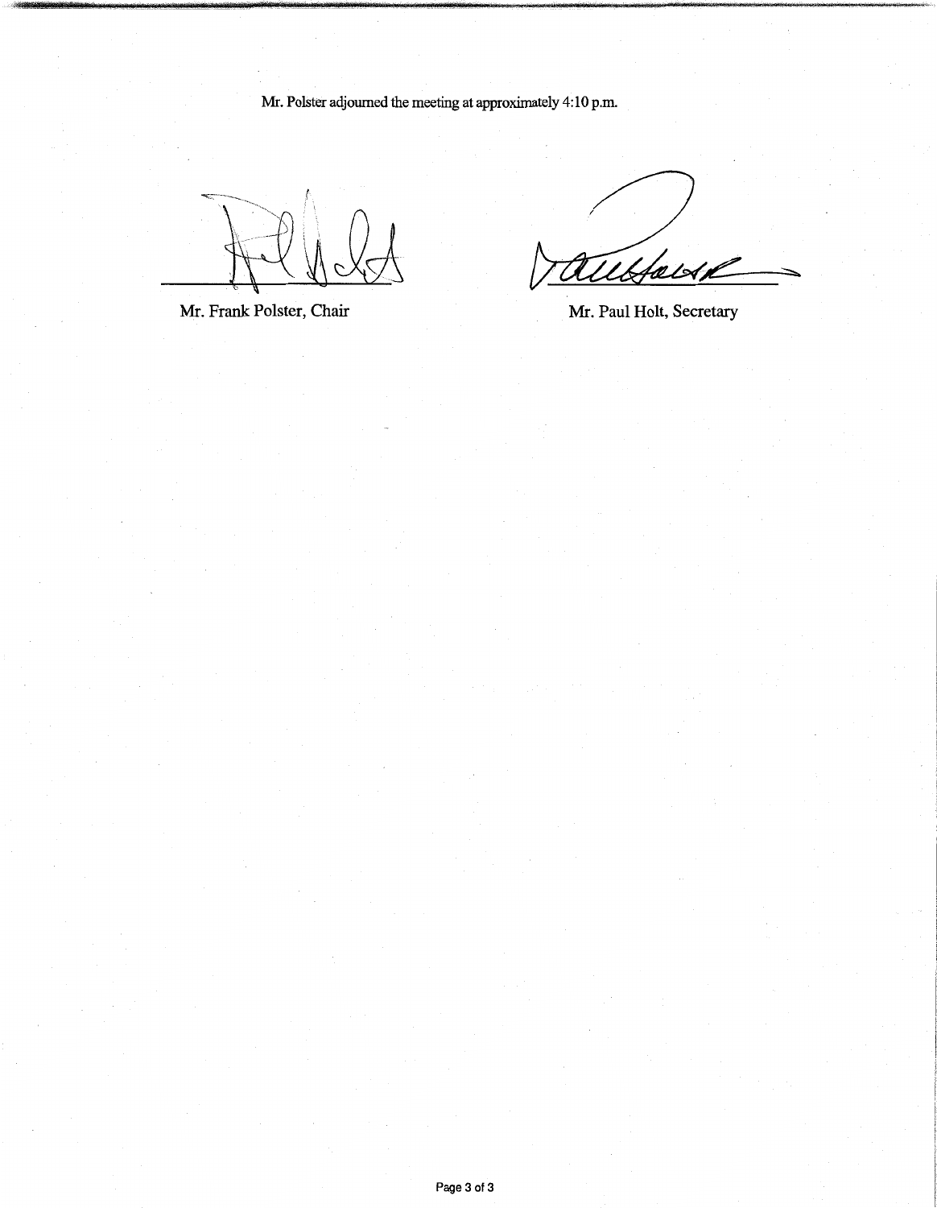Mr. Polster adjourned the meeting at approximately 4:10 p.m.

Mr. Frank Polster, Chair

Mr. Paul Holt, Secretary